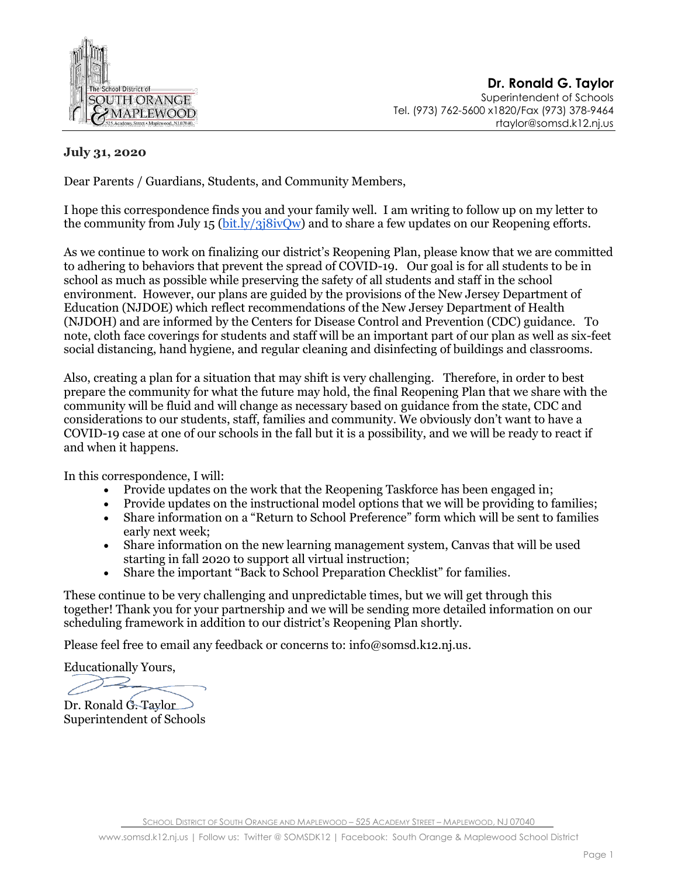**Dr. Ronald G. Taylor**
Superintendent of Schools
Tel. (973) 762-5600 x1820/Fax (973) 378-9464
rtaylor@somsd.k12.nj.us

**July 31, 2020**

Dear Parents / Guardians, Students, and Community Members,

I hope this correspondence finds you and your family well. I am writing to follow up on my letter to the community from July 15 ([bit.ly/3j8ivQw](bit.ly/3j8ivQw)) and to share a few updates on our Reopening efforts.

As we continue to work on finalizing our district's Reopening Plan, please know that we are committed to adhering to behaviors that prevent the spread of COVID-19. Our goal is for all students to be in school as much as possible while preserving the safety of all students and staff in the school environment. However, our plans are guided by the provisions of the New Jersey Department of Education (NJDOE) which reflect recommendations of the New Jersey Department of Health (NJDOH) and are informed by the Centers for Disease Control and Prevention (CDC) guidance. To note, cloth face coverings for students and staff will be an important part of our plan as well as six-feet social distancing, hand hygiene, and regular cleaning and disinfecting of buildings and classrooms.

Also, creating a plan for a situation that may shift is very challenging. Therefore, in order to best prepare the community for what the future may hold, the final Reopening Plan that we share with the community will be fluid and will change as necessary based on guidance from the state, CDC and considerations to our students, staff, families and community. We obviously don't want to have a COVID-19 case at one of our schools in the fall but it is a possibility, and we will be ready to react if and when it happens.

In this correspondence, I will:

- Provide updates on the work that the Reopening Taskforce has been engaged in;
- Provide updates on the instructional model options that we will be providing to families;
- Share information on a "Return to School Preference" form which will be sent to families early next week;
- Share information on the new learning management system, Canvas that will be used starting in fall 2020 to support all virtual instruction;
- Share the important "Back to School Preparation Checklist" for families.

These continue to be very challenging and unpredictable times, but we will get through this together! Thank you for your partnership and we will be sending more detailed information on our scheduling framework in addition to our district's Reopening Plan shortly.

Please feel free to email any feedback or concerns to: info@somsd.k12.nj.us.

Educationally Yours,

Dr. Ronald G. Taylor
Superintendent of Schools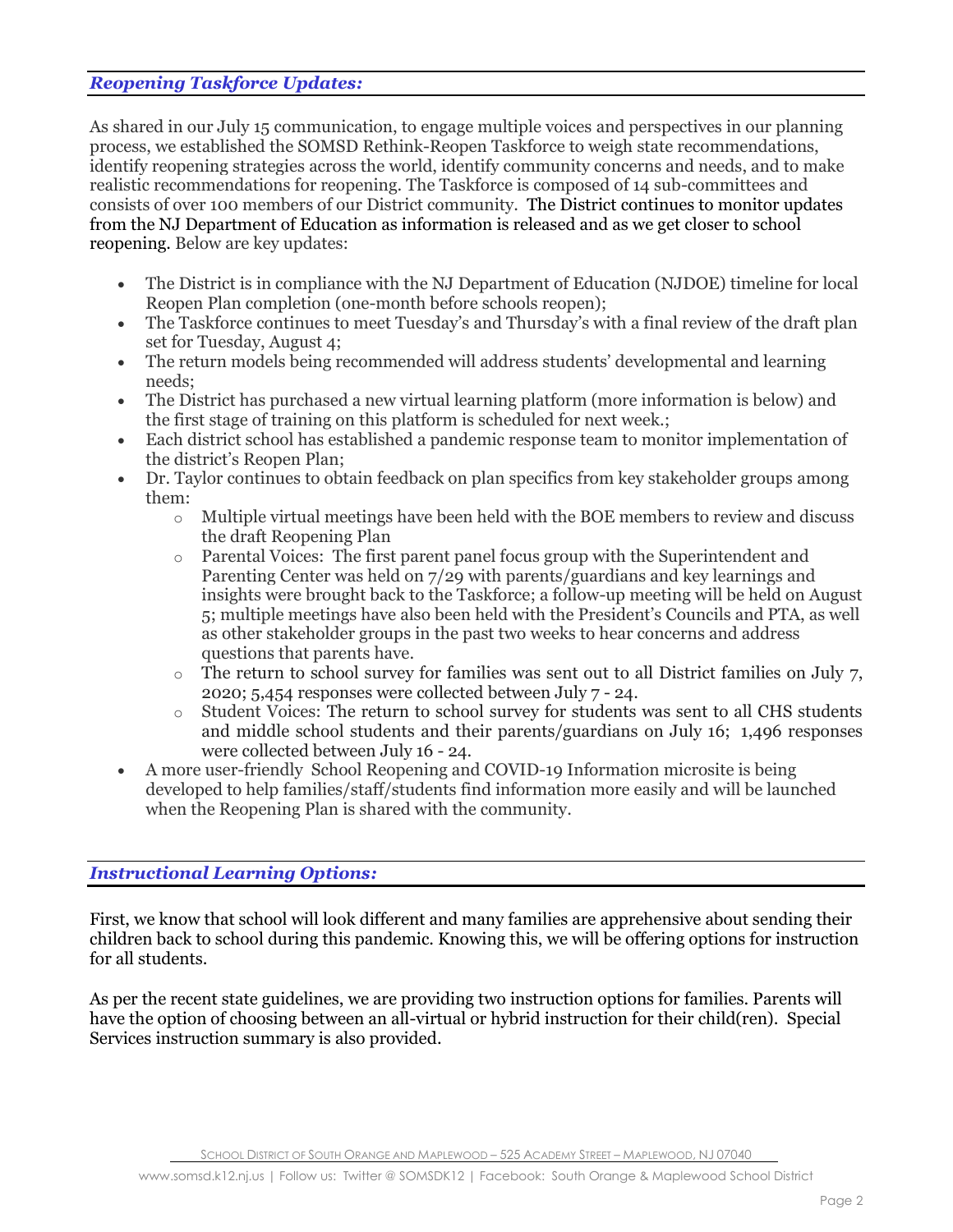## *Reopening Taskforce Updates:*

As shared in our July 15 communication, to engage multiple voices and perspectives in our planning process, we established the SOMSD Rethink-Reopen Taskforce to weigh state recommendations, identify reopening strategies across the world, identify community concerns and needs, and to make realistic recommendations for reopening. The Taskforce is composed of 14 sub-committees and consists of over 100 members of our District community. The District continues to monitor updates from the NJ Department of Education as information is released and as we get closer to school reopening. Below are key updates:

- The District is in compliance with the NJ Department of Education (NJDOE) timeline for local Reopen Plan completion (one-month before schools reopen);
- The Taskforce continues to meet Tuesday's and Thursday's with a final review of the draft plan set for Tuesday, August 4;
- The return models being recommended will address students' developmental and learning needs;
- The District has purchased a new virtual learning platform (more information is below) and the first stage of training on this platform is scheduled for next week.;
- Each district school has established a pandemic response team to monitor implementation of the district's Reopen Plan;
- Dr. Taylor continues to obtain feedback on plan specifics from key stakeholder groups among them:
  - Multiple virtual meetings have been held with the BOE members to review and discuss the draft Reopening Plan
  - Parental Voices: The first parent panel focus group with the Superintendent and Parenting Center was held on 7/29 with parents/guardians and key learnings and insights were brought back to the Taskforce; a follow-up meeting will be held on August 5; multiple meetings have also been held with the President's Councils and PTA, as well as other stakeholder groups in the past two weeks to hear concerns and address questions that parents have.
  - The return to school survey for families was sent out to all District families on July 7, 2020; 5,454 responses were collected between July 7 - 24.
  - Student Voices: The return to school survey for students was sent to all CHS students and middle school students and their parents/guardians on July 16; 1,496 responses were collected between July 16 - 24.
- A more user-friendly School Reopening and COVID-19 Information microsite is being developed to help families/staff/students find information more easily and will be launched when the Reopening Plan is shared with the community.

## *Instructional Learning Options:*

First, we know that school will look different and many families are apprehensive about sending their children back to school during this pandemic. Knowing this, we will be offering options for instruction for all students.

As per the recent state guidelines, we are providing two instruction options for families. Parents will have the option of choosing between an all-virtual or hybrid instruction for their child(ren). Special Services instruction summary is also provided.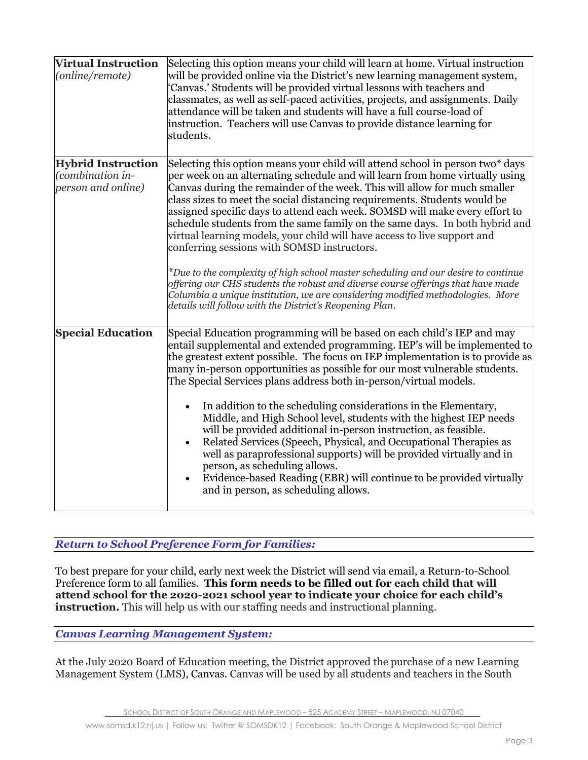| | |
|---|---|
| **Virtual Instruction** *(online/remote)* | Selecting this option means your child will learn at home. Virtual instruction will be provided online via the District's new learning management system, 'Canvas.' Students will be provided virtual lessons with teachers and classmates, as well as self-paced activities, projects, and assignments. Daily attendance will be taken and students will have a full course-load of instruction. Teachers will use Canvas to provide distance learning for students. |
| **Hybrid Instruction** *(combination in-person and online)* | Selecting this option means your child will attend school in person two* days per week on an alternating schedule and will learn from home virtually using Canvas during the remainder of the week. This will allow for much smaller class sizes to meet the social distancing requirements. Students would be assigned specific days to attend each week. SOMSD will make every effort to schedule students from the same family on the same days. In both hybrid and virtual learning models, your child will have access to live support and conferring sessions with SOMSD instructors.<br><br>*\*Due to the complexity of high school master scheduling and our desire to continue offering our CHS students the robust and diverse course offerings that have made Columbia a unique institution, we are considering modified methodologies. More details will follow with the District's Reopening Plan.* |
| **Special Education** | Special Education programming will be based on each child's IEP and may entail supplemental and extended programming. IEP's will be implemented to the greatest extent possible. The focus on IEP implementation is to provide as many in-person opportunities as possible for our most vulnerable students. The Special Services plans address both in-person/virtual models.<br><br>• In addition to the scheduling considerations in the Elementary, Middle, and High School level, students with the highest IEP needs will be provided additional in-person instruction, as feasible.<br>• Related Services (Speech, Physical, and Occupational Therapies as well as paraprofessional supports) will be provided virtually and in person, as scheduling allows.<br>• Evidence-based Reading (EBR) will continue to be provided virtually and in person, as scheduling allows. |

### *Return to School Preference Form for Families:*

To best prepare for your child, early next week the District will send via email, a Return-to-School Preference form to all families. **This form needs to be filled out for <u>each</u> child that will attend school for the 2020-2021 school year to indicate your choice for each child's instruction.** This will help us with our staffing needs and instructional planning.

### *Canvas Learning Management System:*

At the July 2020 Board of Education meeting, the District approved the purchase of a new Learning Management System (LMS), Canvas. Canvas will be used by all students and teachers in the South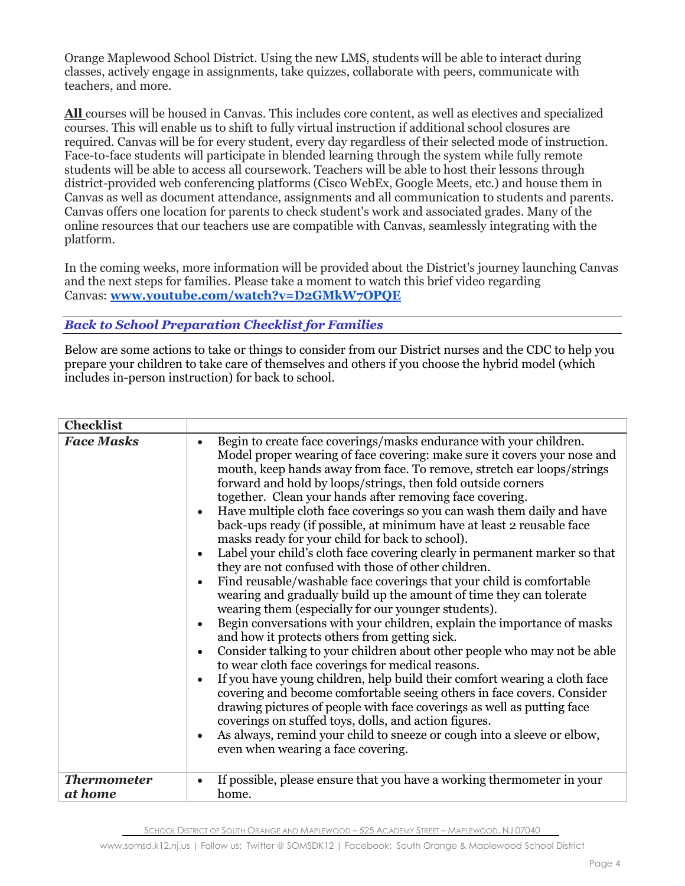Orange Maplewood School District. Using the new LMS, students will be able to interact during classes, actively engage in assignments, take quizzes, collaborate with peers, communicate with teachers, and more.

**All** courses will be housed in Canvas. This includes core content, as well as electives and specialized courses. This will enable us to shift to fully virtual instruction if additional school closures are required. Canvas will be for every student, every day regardless of their selected mode of instruction. Face-to-face students will participate in blended learning through the system while fully remote students will be able to access all coursework. Teachers will be able to host their lessons through district-provided web conferencing platforms (Cisco WebEx, Google Meets, etc.) and house them in Canvas as well as document attendance, assignments and all communication to students and parents. Canvas offers one location for parents to check student's work and associated grades. Many of the online resources that our teachers use are compatible with Canvas, seamlessly integrating with the platform.

In the coming weeks, more information will be provided about the District's journey launching Canvas and the next steps for families. Please take a moment to watch this brief video regarding Canvas: **www.youtube.com/watch?v=D2GMkW7OPQE**

### *Back to School Preparation Checklist for Families*

Below are some actions to take or things to consider from our District nurses and the CDC to help you prepare your children to take care of themselves and others if you choose the hybrid model (which includes in-person instruction) for back to school.

| Checklist | |
|---|---|
| ***Face Masks*** | • Begin to create face coverings/masks endurance with your children. Model proper wearing of face covering: make sure it covers your nose and mouth, keep hands away from face. To remove, stretch ear loops/strings forward and hold by loops/strings, then fold outside corners together. Clean your hands after removing face covering.<br>• Have multiple cloth face coverings so you can wash them daily and have back-ups ready (if possible, at minimum have at least 2 reusable face masks ready for your child for back to school).<br>• Label your child's cloth face covering clearly in permanent marker so that they are not confused with those of other children.<br>• Find reusable/washable face coverings that your child is comfortable wearing and gradually build up the amount of time they can tolerate wearing them (especially for our younger students).<br>• Begin conversations with your children, explain the importance of masks and how it protects others from getting sick.<br>• Consider talking to your children about other people who may not be able to wear cloth face coverings for medical reasons.<br>• If you have young children, help build their comfort wearing a cloth face covering and become comfortable seeing others in face covers. Consider drawing pictures of people with face coverings as well as putting face coverings on stuffed toys, dolls, and action figures.<br>• As always, remind your child to sneeze or cough into a sleeve or elbow, even when wearing a face covering. |
| ***Thermometer at home*** | • If possible, please ensure that you have a working thermometer in your home. |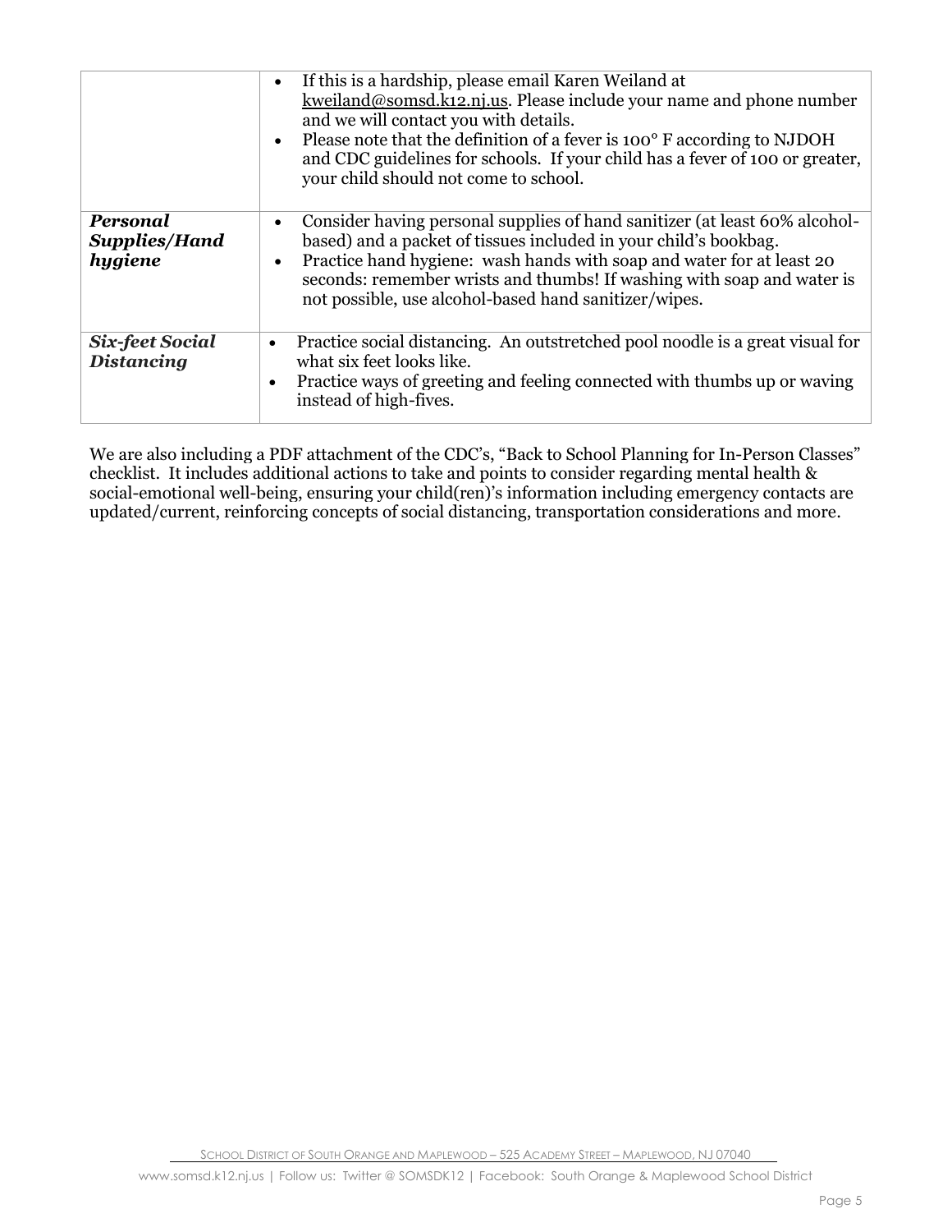| | |
|---|---|
| | • If this is a hardship, please email Karen Weiland at kweiland@somsd.k12.nj.us. Please include your name and phone number and we will contact you with details.<br>• Please note that the definition of a fever is 100° F according to NJDOH and CDC guidelines for schools. If your child has a fever of 100 or greater, your child should not come to school. |
| ***Personal Supplies/Hand hygiene*** | • Consider having personal supplies of hand sanitizer (at least 60% alcohol-based) and a packet of tissues included in your child's bookbag.<br>• Practice hand hygiene: wash hands with soap and water for at least 20 seconds: remember wrists and thumbs! If washing with soap and water is not possible, use alcohol-based hand sanitizer/wipes. |
| ***Six-feet Social Distancing*** | • Practice social distancing. An outstretched pool noodle is a great visual for what six feet looks like.<br>• Practice ways of greeting and feeling connected with thumbs up or waving instead of high-fives. |

We are also including a PDF attachment of the CDC's, "Back to School Planning for In-Person Classes" checklist. It includes additional actions to take and points to consider regarding mental health & social-emotional well-being, ensuring your child(ren)'s information including emergency contacts are updated/current, reinforcing concepts of social distancing, transportation considerations and more.